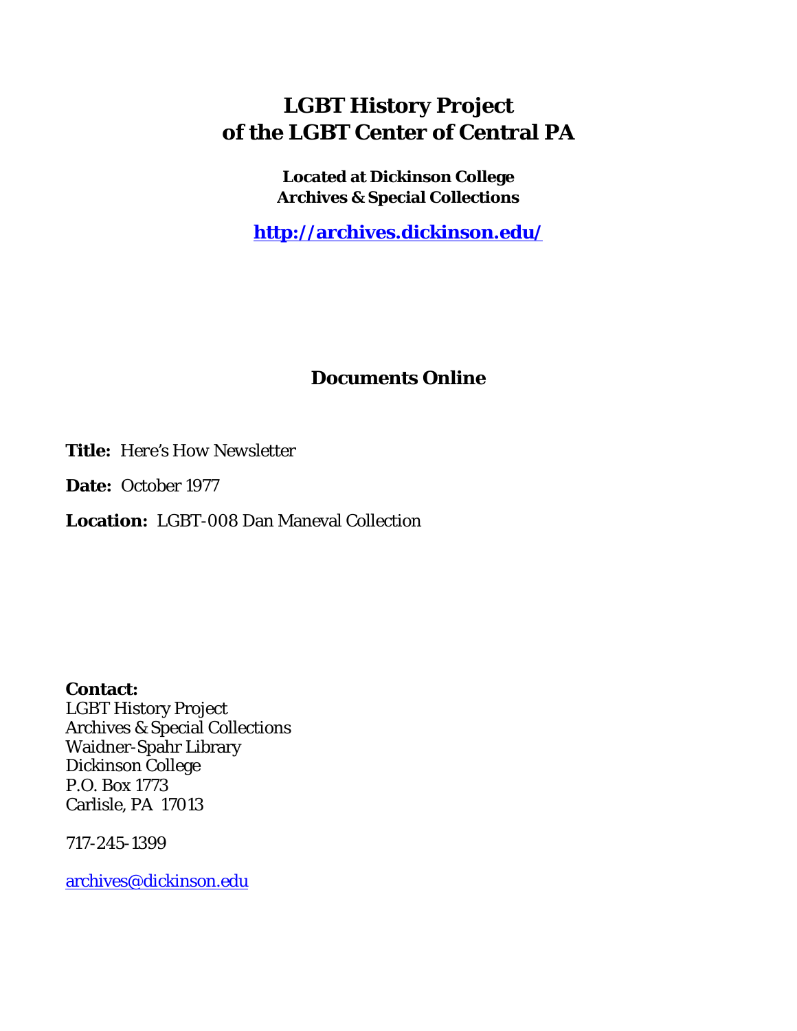# LGBT History Project of the LGBT Center of Central PA

**Located at Dickinson College Archives & Special Collections**

**http://archives.dickinson.edu/**

## Documents Online

**Title:** Here's How Newsletter

**Date:** October 1977

**Location:** LGBT-008 Dan Maneval Collection

**Contact:**
LGBT History Project
Archives & Special Collections
Waidner-Spahr Library
Dickinson College
P.O. Box 1773
Carlisle, PA 17013

717-245-1399

archives@dickinson.edu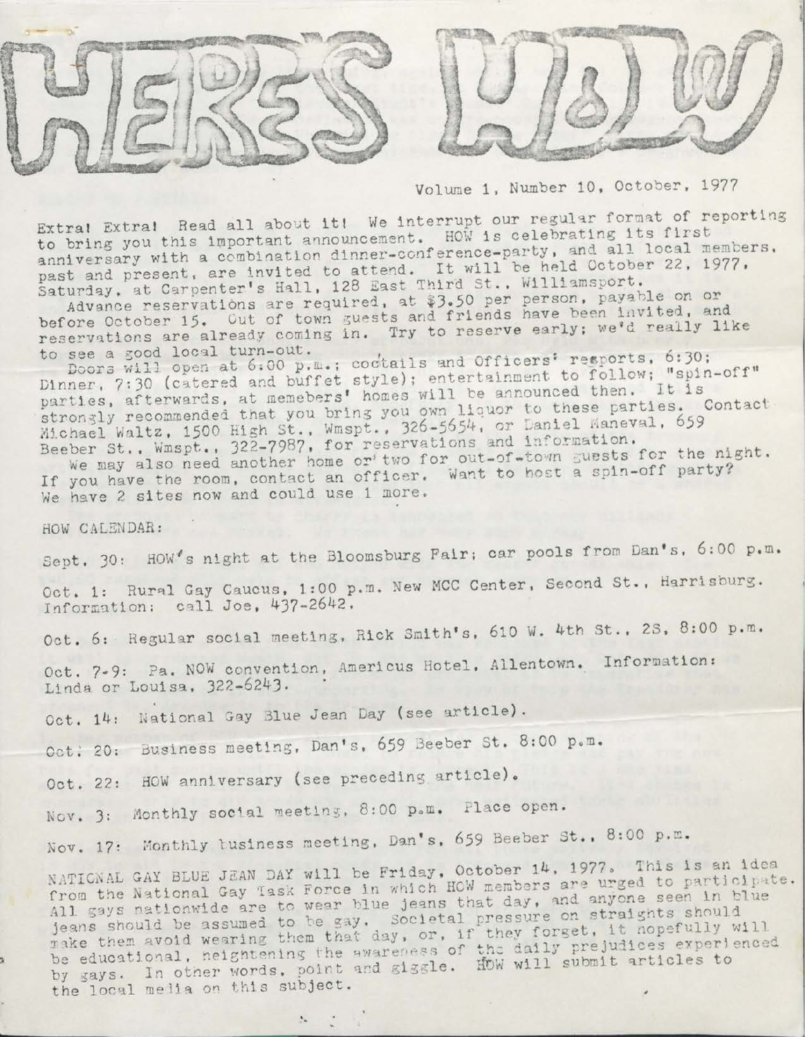# HERE'S HOW

Volume 1, Number 10, October, 1977

Extra! Extra! Read all about it! We interrupt our regular format of reporting to bring you this important announcement. HOW is celebrating its first anniversary with a combination dinner-conference-party, and all local members, past and present, are invited to attend. It will be held October 22, 1977, Saturday, at Carpenter's Hall, 128 East Third St., Williamsport.

Advance reservations are required, at $3.50 per person, payable on or before October 15. Out of town guests and friends have been invited, and reservations are already coming in. Try to reserve early; we'd really like to see a good local turn-out.

Doors will open at 6:00 p.m.; cocktails and Officers' resports, 6:30; Dinner, 7:30 (catered and buffet style); entertainment to follow; "spin-off" parties, afterwards, at memebers' homes will be announced then. It is strongly recommended that you bring you own liquor to these parties. Contact Michael Waltz, 1500 High St., Wmspt., 326-5654, or Daniel Maneval, 659 Beeber St., Wmspt., 322-7987, for reservations and information.

We may also need another home or two for out-of-town guests for the night. If you have the room, contact an officer. Want to host a spin-off party? We have 2 sites now and could use 1 more.

HOW CALENDAR:

Sept. 30: HOW's night at the Bloomsburg Fair; car pools from Dan's, 6:00 p.m.

Oct. 1: Rural Gay Caucus, 1:00 p.m. New MCC Center, Second St., Harrisburg. Information: call Joe, 437-2642.

Oct. 6: Regular social meeting, Rick Smith's, 610 W. 4th St., 2S, 8:00 p.m.

Oct. 7-9: Pa. NOW convention, Americus Hotel, Allentown. Information: Linda or Louisa, 322-6243.

Oct. 14: National Gay Blue Jean Day (see article).

Oct. 20: Business meeting, Dan's, 659 Beeber St. 8:00 p.m.

Oct. 22: HOW anniversary (see preceding article).

Nov. 3: Monthly social meeting, 8:00 p.m. Place open.

Nov. 17: Monthly business meeting, Dan's, 659 Beeber St., 8:00 p.m.

NATIONAL GAY BLUE JEAN DAY will be Friday, October 14, 1977. This is an idea from the National Gay Task Force in which HOW members are urged to participate. All gays nationwide are to wear blue jeans that day, and anyone seen in blue jeans should be assumed to be gay. Societal pressure on straights should make them avoid wearing them that day, or, if they forget, it hopefully will be educational, heightening the awareness of the daily prejudices experienced by gays. In other words, point and giggle. HOW will submit articles to the local media on this subject.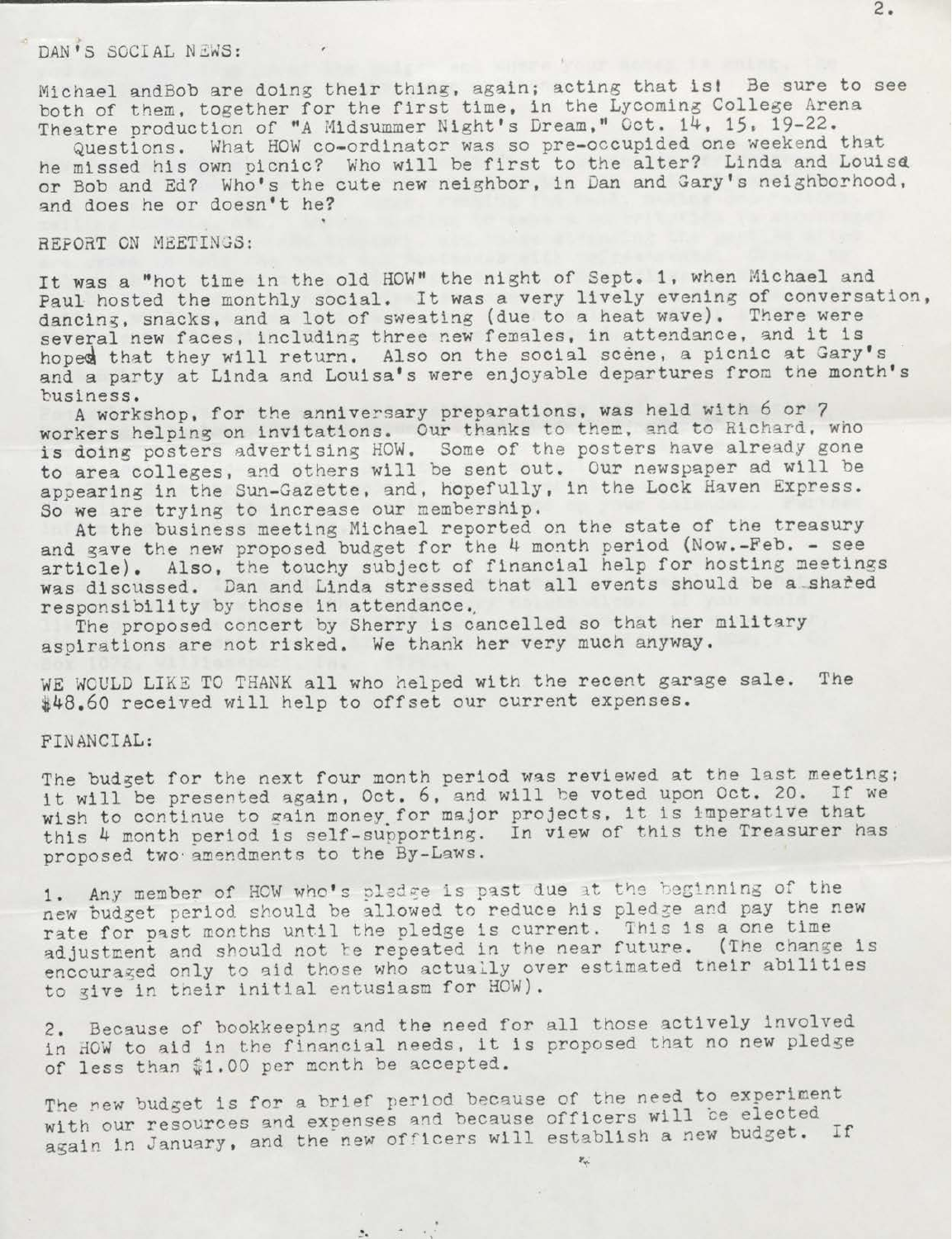## DAN'S SOCIAL NEWS:

Michael andBob are doing their thing, again; acting that is! Be sure to see both of them, together for the first time, in the Lycoming College Arena Theatre production of "A Midsummer Night's Dream," Oct. 14, 15, 19-22.

Questions. What HOW co-ordinator was so pre-occupided one weekend that he missed his own picnic? Who will be first to the alter? Linda and Louisa or Bob and Ed? Who's the cute new neighbor, in Dan and Gary's neighborhood, and does he or doesn't he?

## REPORT ON MEETINGS:

It was a "hot time in the old HOW" the night of Sept. 1, when Michael and Paul hosted the monthly social. It was a very lively evening of conversation, dancing, snacks, and a lot of sweating (due to a heat wave). There were several new faces, including three new females, in attendance, and it is hoped that they will return. Also on the social scene, a picnic at Gary's and a party at Linda and Louisa's were enjoyable departures from the month's business.

A workshop, for the anniversary preparations, was held with 6 or 7 workers helping on invitations. Our thanks to them, and to Richard, who is doing posters advertising HOW. Some of the posters have already gone to area colleges, and others will be sent out. Our newspaper ad will be appearing in the Sun-Gazette, and, hopefully, in the Lock Haven Express. So we are trying to increase our membership.

At the business meeting Michael reported on the state of the treasury and gave the new proposed budget for the 4 month period (Now.-Feb. - see article). Also, the touchy subject of financial help for hosting meetings was discussed. Dan and Linda stressed that all events should be a shared responsibility by those in attendance.

The proposed concert by Sherry is cancelled so that her military aspirations are not risked. We thank her very much anyway.

WE WOULD LIKE TO THANK all who helped with the recent garage sale. The $48.60 received will help to offset our current expenses.

## FINANCIAL:

The budget for the next four month period was reviewed at the last meeting; it will be presented again, Oct. 6, and will be voted upon Oct. 20. If we wish to continue to gain money for major projects, it is imperative that this 4 month period is self-supporting. In view of this the Treasurer has proposed two amendments to the By-Laws.

1. Any member of HOW who's pledge is past due at the beginning of the new budget period should be allowed to reduce his pledge and pay the new rate for past months until the pledge is current. This is a one time adjustment and should not be repeated in the near future. (The change is encouraged only to aid those who actually over estimated their abilities to give in their initial entusiasm for HOW).

2. Because of bookkeeping and the need for all those actively involved in HOW to aid in the financial needs, it is proposed that no new pledge of less than $1.00 per month be accepted.

The new budget is for a brief period because of the need to experiment with our resources and expenses and because officers will be elected again in January, and the new officers will establish a new budget. If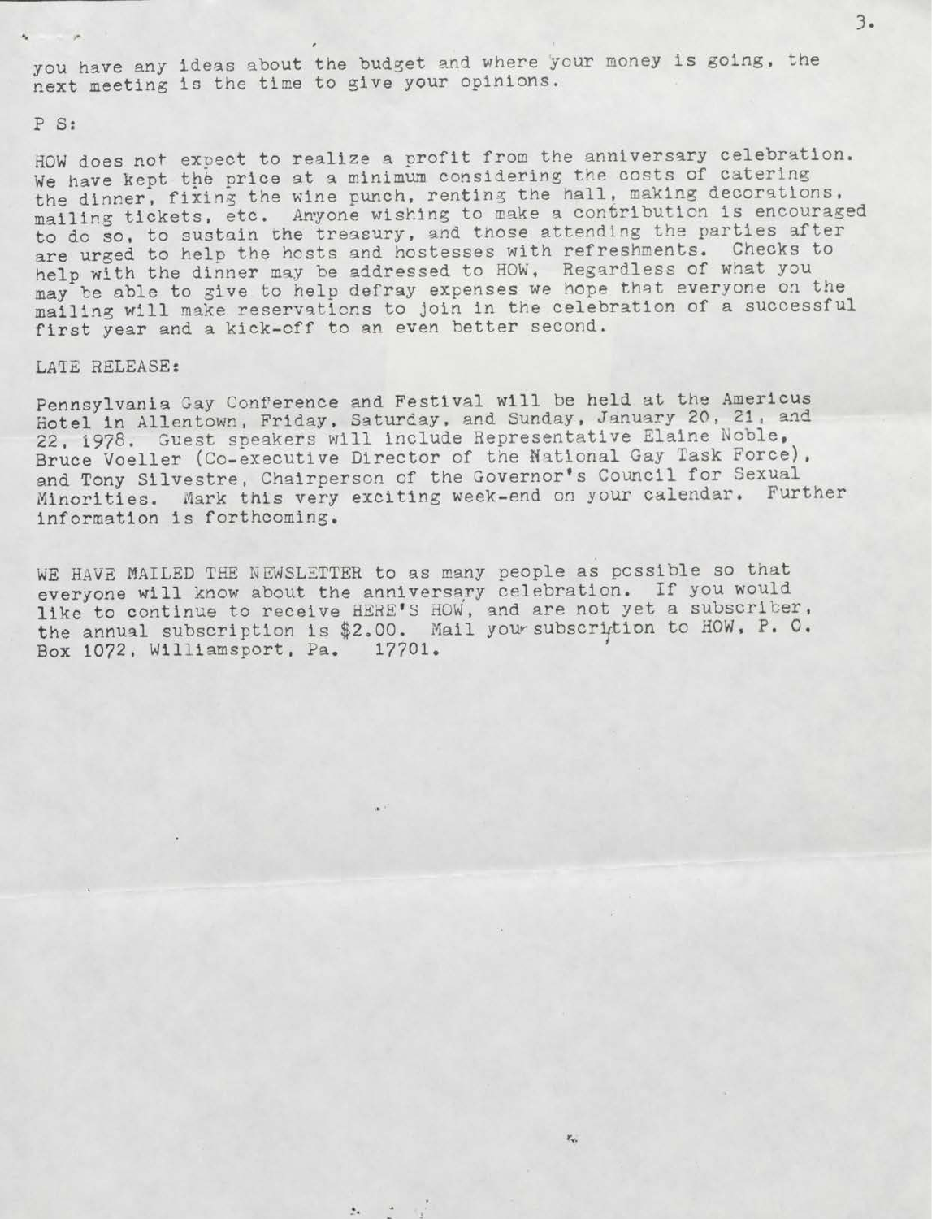you have any ideas about the budget and where your money is going, the next meeting is the time to give your opinions.

P S:

HOW does not expect to realize a profit from the anniversary celebration. We have kept the price at a minimum considering the costs of catering the dinner, fixing the wine punch, renting the hall, making decorations, mailing tickets, etc. Anyone wishing to make a contribution is encouraged to do so, to sustain the treasury, and those attending the parties after are urged to help the hosts and hostesses with refreshments. Checks to help with the dinner may be addressed to HOW, Regardless of what you may be able to give to help defray expenses we hope that everyone on the mailing will make reservations to join in the celebration of a successful first year and a kick-off to an even better second.

LATE RELEASE:

Pennsylvania Gay Conference and Festival will be held at the Americus Hotel in Allentown, Friday, Saturday, and Sunday, January 20, 21, and 22, 1978. Guest speakers will include Representative Elaine Noble, Bruce Voeller (Co-executive Director of the National Gay Task Force), and Tony Silvestre, Chairperson of the Governor's Council for Sexual Minorities. Mark this very exciting week-end on your calendar. Further information is forthcoming.

WE HAVE MAILED THE NEWSLETTER to as many people as possible so that everyone will know about the anniversary celebration. If you would like to continue to receive HERE'S HOW, and are not yet a subscriber, the annual subscription is $2.00. Mail your subscription to HOW, P. O. Box 1072, Williamsport, Pa. 17701.